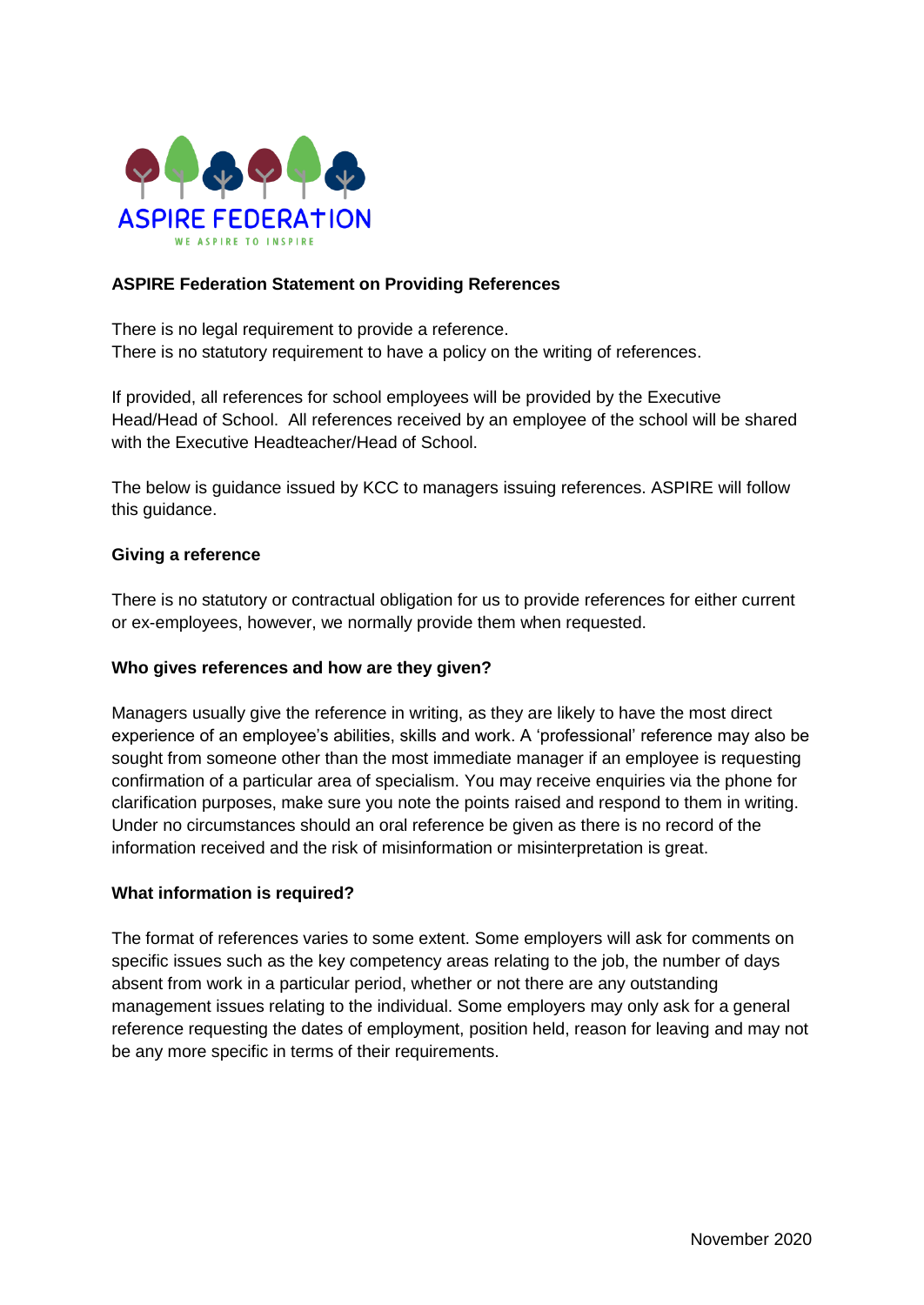ASPIRE FEDERATION

WE ASPIRE TO INSPIRE

**ASPIRE Federation Statement on Providing References**

There is no legal requirement to provide a reference.
There is no statutory requirement to have a policy on the writing of references.

If provided, all references for school employees will be provided by the Executive Head/Head of School. All references received by an employee of the school will be shared with the Executive Headteacher/Head of School.

The below is guidance issued by KCC to managers issuing references. ASPIRE will follow this guidance.

**Giving a reference**

There is no statutory or contractual obligation for us to provide references for either current or ex-employees, however, we normally provide them when requested.

**Who gives references and how are they given?**

Managers usually give the reference in writing, as they are likely to have the most direct experience of an employee's abilities, skills and work. A 'professional' reference may also be sought from someone other than the most immediate manager if an employee is requesting confirmation of a particular area of specialism. You may receive enquiries via the phone for clarification purposes, make sure you note the points raised and respond to them in writing. Under no circumstances should an oral reference be given as there is no record of the information received and the risk of misinformation or misinterpretation is great.

**What information is required?**

The format of references varies to some extent. Some employers will ask for comments on specific issues such as the key competency areas relating to the job, the number of days absent from work in a particular period, whether or not there are any outstanding management issues relating to the individual. Some employers may only ask for a general reference requesting the dates of employment, position held, reason for leaving and may not be any more specific in terms of their requirements.

November 2020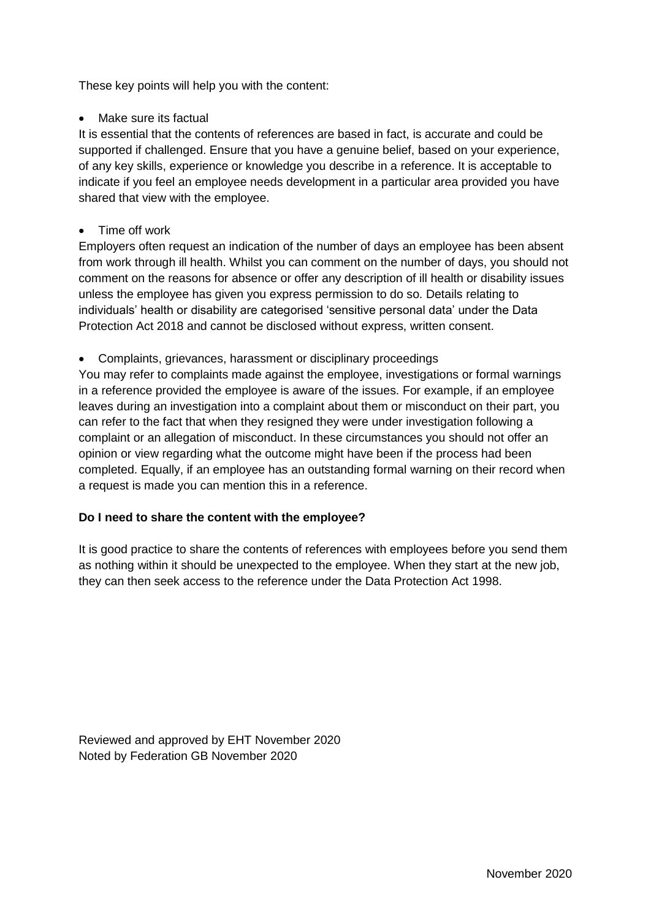These key points will help you with the content:

- Make sure its factual

It is essential that the contents of references are based in fact, is accurate and could be supported if challenged. Ensure that you have a genuine belief, based on your experience, of any key skills, experience or knowledge you describe in a reference. It is acceptable to indicate if you feel an employee needs development in a particular area provided you have shared that view with the employee.

- Time off work

Employers often request an indication of the number of days an employee has been absent from work through ill health. Whilst you can comment on the number of days, you should not comment on the reasons for absence or offer any description of ill health or disability issues unless the employee has given you express permission to do so. Details relating to individuals' health or disability are categorised 'sensitive personal data' under the Data Protection Act 2018 and cannot be disclosed without express, written consent.

- Complaints, grievances, harassment or disciplinary proceedings

You may refer to complaints made against the employee, investigations or formal warnings in a reference provided the employee is aware of the issues. For example, if an employee leaves during an investigation into a complaint about them or misconduct on their part, you can refer to the fact that when they resigned they were under investigation following a complaint or an allegation of misconduct. In these circumstances you should not offer an opinion or view regarding what the outcome might have been if the process had been completed. Equally, if an employee has an outstanding formal warning on their record when a request is made you can mention this in a reference.

**Do I need to share the content with the employee?**

It is good practice to share the contents of references with employees before you send them as nothing within it should be unexpected to the employee. When they start at the new job, they can then seek access to the reference under the Data Protection Act 1998.

Reviewed and approved by EHT November 2020
Noted by Federation GB November 2020